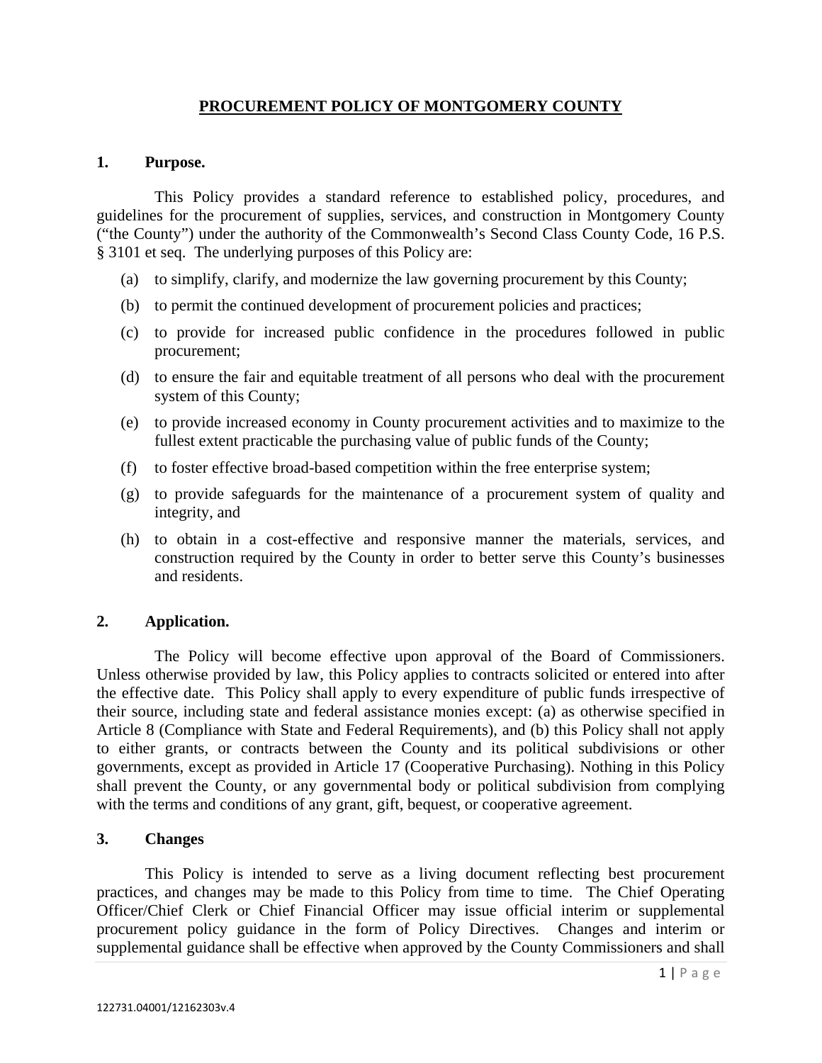# PROCUREMENT POLICY OF MONTGOMERY COUNTY

## 1. Purpose.

This Policy provides a standard reference to established policy, procedures, and guidelines for the procurement of supplies, services, and construction in Montgomery County ("the County") under the authority of the Commonwealth's Second Class County Code, 16 P.S. § 3101 et seq. The underlying purposes of this Policy are:

(a) to simplify, clarify, and modernize the law governing procurement by this County;

(b) to permit the continued development of procurement policies and practices;

(c) to provide for increased public confidence in the procedures followed in public procurement;

(d) to ensure the fair and equitable treatment of all persons who deal with the procurement system of this County;

(e) to provide increased economy in County procurement activities and to maximize to the fullest extent practicable the purchasing value of public funds of the County;

(f) to foster effective broad-based competition within the free enterprise system;

(g) to provide safeguards for the maintenance of a procurement system of quality and integrity, and

(h) to obtain in a cost-effective and responsive manner the materials, services, and construction required by the County in order to better serve this County's businesses and residents.

## 2. Application.

The Policy will become effective upon approval of the Board of Commissioners. Unless otherwise provided by law, this Policy applies to contracts solicited or entered into after the effective date. This Policy shall apply to every expenditure of public funds irrespective of their source, including state and federal assistance monies except: (a) as otherwise specified in Article 8 (Compliance with State and Federal Requirements), and (b) this Policy shall not apply to either grants, or contracts between the County and its political subdivisions or other governments, except as provided in Article 17 (Cooperative Purchasing). Nothing in this Policy shall prevent the County, or any governmental body or political subdivision from complying with the terms and conditions of any grant, gift, bequest, or cooperative agreement.

## 3. Changes

This Policy is intended to serve as a living document reflecting best procurement practices, and changes may be made to this Policy from time to time. The Chief Operating Officer/Chief Clerk or Chief Financial Officer may issue official interim or supplemental procurement policy guidance in the form of Policy Directives. Changes and interim or supplemental guidance shall be effective when approved by the County Commissioners and shall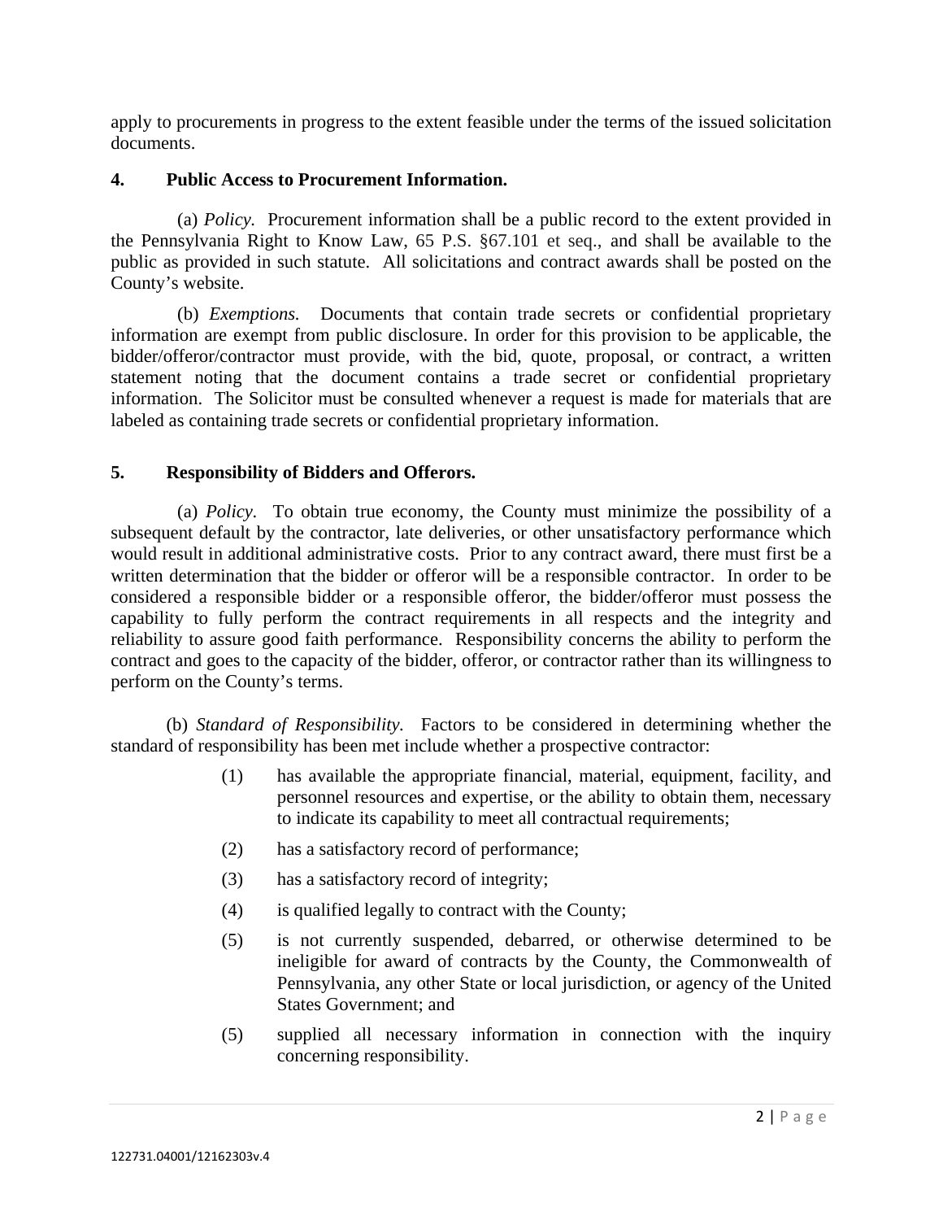apply to procurements in progress to the extent feasible under the terms of the issued solicitation documents.

**4. Public Access to Procurement Information.**

(a) *Policy.* Procurement information shall be a public record to the extent provided in the Pennsylvania Right to Know Law, 65 P.S. §67.101 et seq., and shall be available to the public as provided in such statute. All solicitations and contract awards shall be posted on the County's website.

(b) *Exemptions.* Documents that contain trade secrets or confidential proprietary information are exempt from public disclosure. In order for this provision to be applicable, the bidder/offeror/contractor must provide, with the bid, quote, proposal, or contract, a written statement noting that the document contains a trade secret or confidential proprietary information. The Solicitor must be consulted whenever a request is made for materials that are labeled as containing trade secrets or confidential proprietary information.

**5. Responsibility of Bidders and Offerors.**

(a) *Policy.* To obtain true economy, the County must minimize the possibility of a subsequent default by the contractor, late deliveries, or other unsatisfactory performance which would result in additional administrative costs. Prior to any contract award, there must first be a written determination that the bidder or offeror will be a responsible contractor. In order to be considered a responsible bidder or a responsible offeror, the bidder/offeror must possess the capability to fully perform the contract requirements in all respects and the integrity and reliability to assure good faith performance. Responsibility concerns the ability to perform the contract and goes to the capacity of the bidder, offeror, or contractor rather than its willingness to perform on the County's terms.

(b) *Standard of Responsibility.* Factors to be considered in determining whether the standard of responsibility has been met include whether a prospective contractor:

(1) has available the appropriate financial, material, equipment, facility, and personnel resources and expertise, or the ability to obtain them, necessary to indicate its capability to meet all contractual requirements;

(2) has a satisfactory record of performance;

(3) has a satisfactory record of integrity;

(4) is qualified legally to contract with the County;

(5) is not currently suspended, debarred, or otherwise determined to be ineligible for award of contracts by the County, the Commonwealth of Pennsylvania, any other State or local jurisdiction, or agency of the United States Government; and

(5) supplied all necessary information in connection with the inquiry concerning responsibility.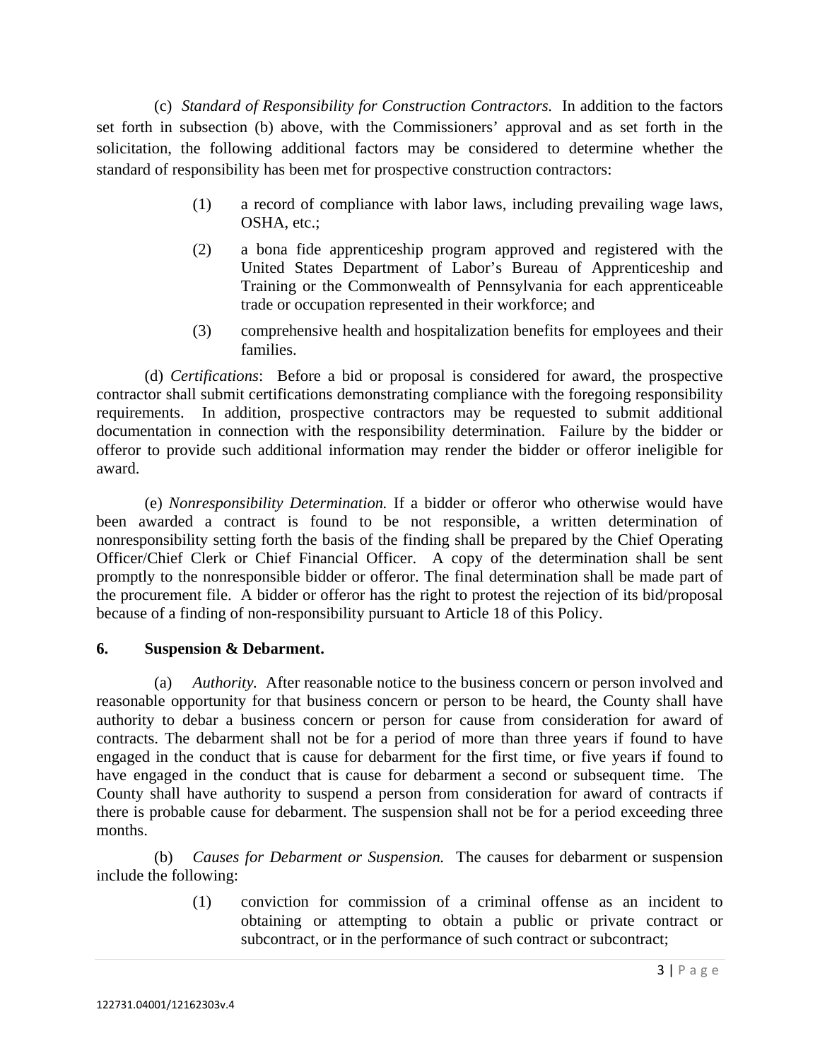(c) *Standard of Responsibility for Construction Contractors.* In addition to the factors set forth in subsection (b) above, with the Commissioners' approval and as set forth in the solicitation, the following additional factors may be considered to determine whether the standard of responsibility has been met for prospective construction contractors:

(1) a record of compliance with labor laws, including prevailing wage laws, OSHA, etc.;

(2) a bona fide apprenticeship program approved and registered with the United States Department of Labor's Bureau of Apprenticeship and Training or the Commonwealth of Pennsylvania for each apprenticeable trade or occupation represented in their workforce; and

(3) comprehensive health and hospitalization benefits for employees and their families.

(d) *Certifications*: Before a bid or proposal is considered for award, the prospective contractor shall submit certifications demonstrating compliance with the foregoing responsibility requirements. In addition, prospective contractors may be requested to submit additional documentation in connection with the responsibility determination. Failure by the bidder or offeror to provide such additional information may render the bidder or offeror ineligible for award.

(e) *Nonresponsibility Determination.* If a bidder or offeror who otherwise would have been awarded a contract is found to be not responsible, a written determination of nonresponsibility setting forth the basis of the finding shall be prepared by the Chief Operating Officer/Chief Clerk or Chief Financial Officer. A copy of the determination shall be sent promptly to the nonresponsible bidder or offeror. The final determination shall be made part of the procurement file. A bidder or offeror has the right to protest the rejection of its bid/proposal because of a finding of non-responsibility pursuant to Article 18 of this Policy.

**6. Suspension & Debarment.**

(a) *Authority.* After reasonable notice to the business concern or person involved and reasonable opportunity for that business concern or person to be heard, the County shall have authority to debar a business concern or person for cause from consideration for award of contracts. The debarment shall not be for a period of more than three years if found to have engaged in the conduct that is cause for debarment for the first time, or five years if found to have engaged in the conduct that is cause for debarment a second or subsequent time. The County shall have authority to suspend a person from consideration for award of contracts if there is probable cause for debarment. The suspension shall not be for a period exceeding three months.

(b) *Causes for Debarment or Suspension.* The causes for debarment or suspension include the following:

(1) conviction for commission of a criminal offense as an incident to obtaining or attempting to obtain a public or private contract or subcontract, or in the performance of such contract or subcontract;

122731.04001/12162303v.4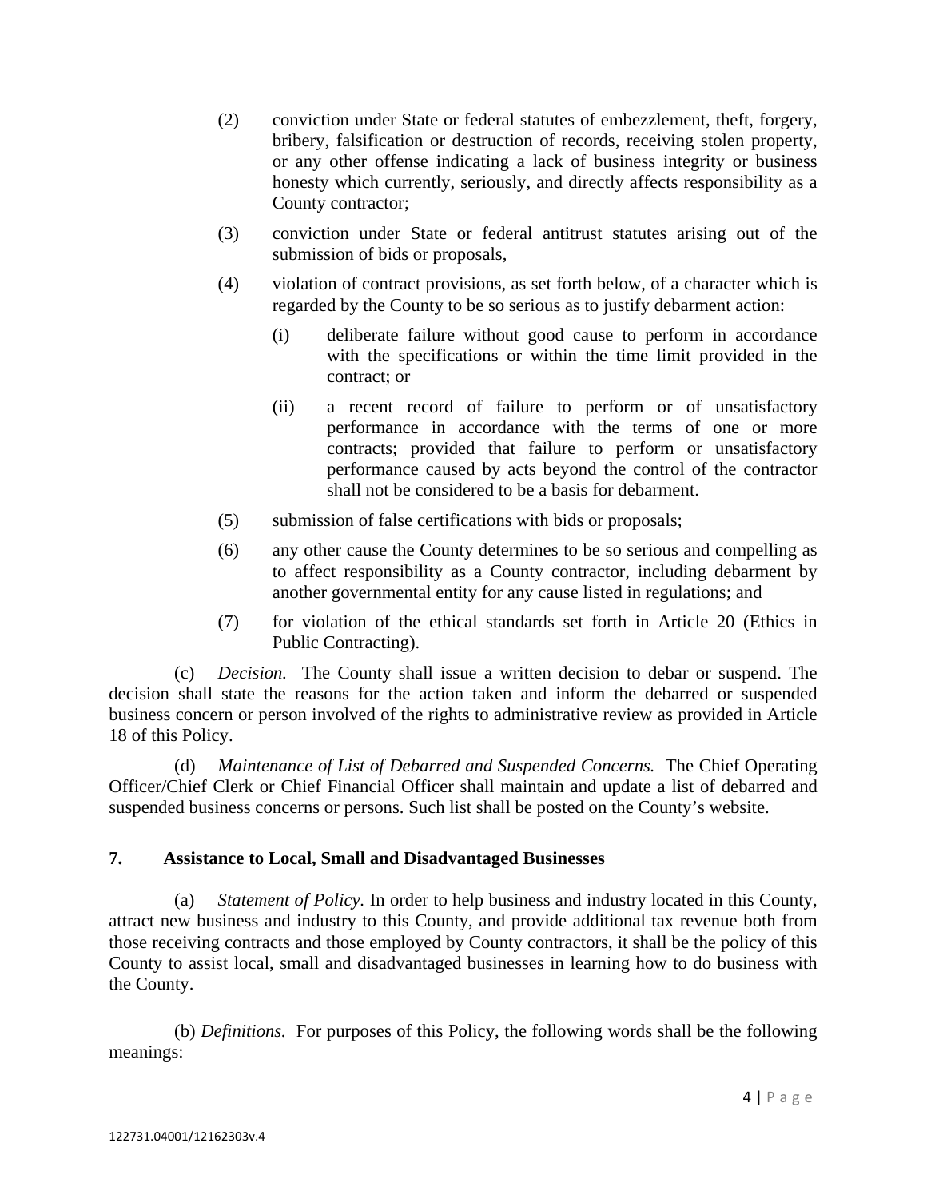(2) conviction under State or federal statutes of embezzlement, theft, forgery, bribery, falsification or destruction of records, receiving stolen property, or any other offense indicating a lack of business integrity or business honesty which currently, seriously, and directly affects responsibility as a County contractor;

(3) conviction under State or federal antitrust statutes arising out of the submission of bids or proposals,

(4) violation of contract provisions, as set forth below, of a character which is regarded by the County to be so serious as to justify debarment action:

(i) deliberate failure without good cause to perform in accordance with the specifications or within the time limit provided in the contract; or

(ii) a recent record of failure to perform or of unsatisfactory performance in accordance with the terms of one or more contracts; provided that failure to perform or unsatisfactory performance caused by acts beyond the control of the contractor shall not be considered to be a basis for debarment.

(5) submission of false certifications with bids or proposals;

(6) any other cause the County determines to be so serious and compelling as to affect responsibility as a County contractor, including debarment by another governmental entity for any cause listed in regulations; and

(7) for violation of the ethical standards set forth in Article 20 (Ethics in Public Contracting).

(c) *Decision.* The County shall issue a written decision to debar or suspend. The decision shall state the reasons for the action taken and inform the debarred or suspended business concern or person involved of the rights to administrative review as provided in Article 18 of this Policy.

(d) *Maintenance of List of Debarred and Suspended Concerns.* The Chief Operating Officer/Chief Clerk or Chief Financial Officer shall maintain and update a list of debarred and suspended business concerns or persons. Such list shall be posted on the County's website.

## 7. Assistance to Local, Small and Disadvantaged Businesses

(a) *Statement of Policy.* In order to help business and industry located in this County, attract new business and industry to this County, and provide additional tax revenue both from those receiving contracts and those employed by County contractors, it shall be the policy of this County to assist local, small and disadvantaged businesses in learning how to do business with the County.

(b) *Definitions.* For purposes of this Policy, the following words shall be the following meanings: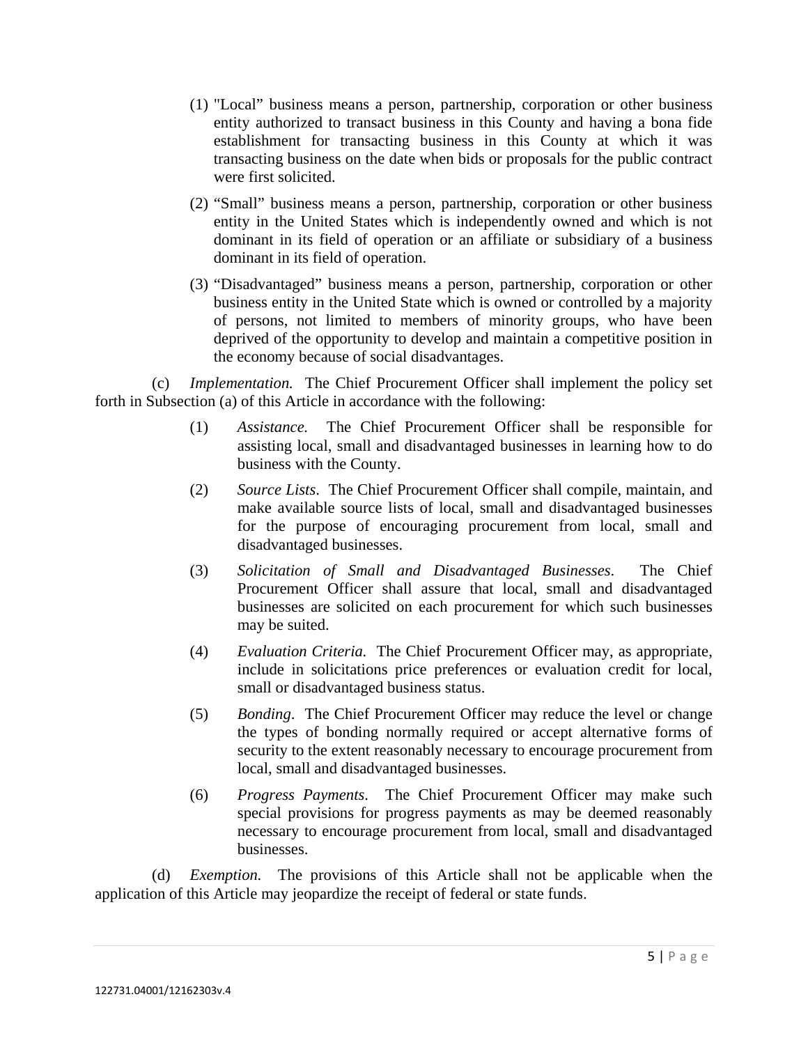(1) "Local" business means a person, partnership, corporation or other business entity authorized to transact business in this County and having a bona fide establishment for transacting business in this County at which it was transacting business on the date when bids or proposals for the public contract were first solicited.

(2) "Small" business means a person, partnership, corporation or other business entity in the United States which is independently owned and which is not dominant in its field of operation or an affiliate or subsidiary of a business dominant in its field of operation.

(3) "Disadvantaged" business means a person, partnership, corporation or other business entity in the United State which is owned or controlled by a majority of persons, not limited to members of minority groups, who have been deprived of the opportunity to develop and maintain a competitive position in the economy because of social disadvantages.

(c) *Implementation.* The Chief Procurement Officer shall implement the policy set forth in Subsection (a) of this Article in accordance with the following:

(1) *Assistance.* The Chief Procurement Officer shall be responsible for assisting local, small and disadvantaged businesses in learning how to do business with the County.

(2) *Source Lists*. The Chief Procurement Officer shall compile, maintain, and make available source lists of local, small and disadvantaged businesses for the purpose of encouraging procurement from local, small and disadvantaged businesses.

(3) *Solicitation of Small and Disadvantaged Businesses*. The Chief Procurement Officer shall assure that local, small and disadvantaged businesses are solicited on each procurement for which such businesses may be suited.

(4) *Evaluation Criteria.* The Chief Procurement Officer may, as appropriate, include in solicitations price preferences or evaluation credit for local, small or disadvantaged business status.

(5) *Bonding*. The Chief Procurement Officer may reduce the level or change the types of bonding normally required or accept alternative forms of security to the extent reasonably necessary to encourage procurement from local, small and disadvantaged businesses.

(6) *Progress Payments*. The Chief Procurement Officer may make such special provisions for progress payments as may be deemed reasonably necessary to encourage procurement from local, small and disadvantaged businesses.

(d) *Exemption.* The provisions of this Article shall not be applicable when the application of this Article may jeopardize the receipt of federal or state funds.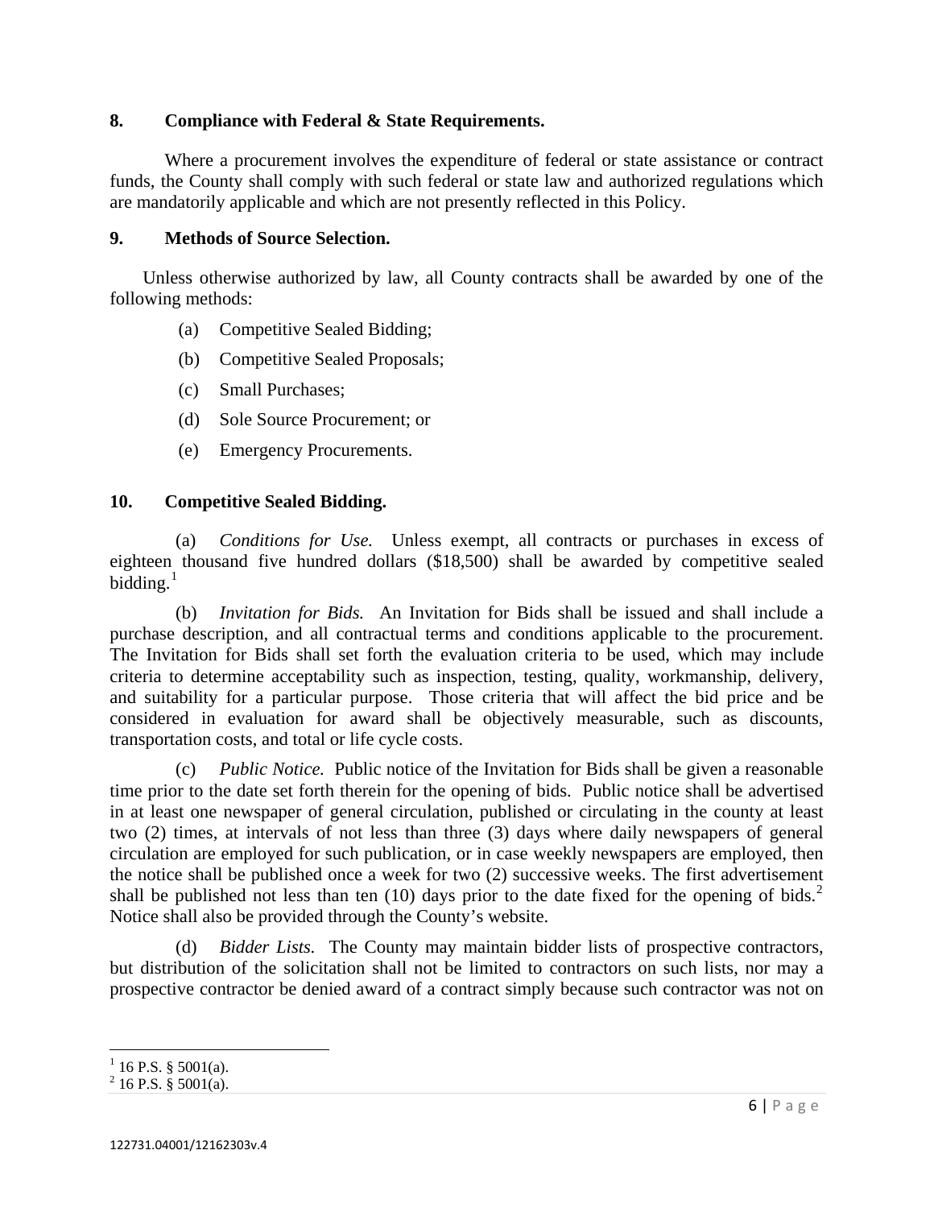## 8. Compliance with Federal & State Requirements.

Where a procurement involves the expenditure of federal or state assistance or contract funds, the County shall comply with such federal or state law and authorized regulations which are mandatorily applicable and which are not presently reflected in this Policy.

## 9. Methods of Source Selection.

Unless otherwise authorized by law, all County contracts shall be awarded by one of the following methods:

(a) Competitive Sealed Bidding;

(b) Competitive Sealed Proposals;

(c) Small Purchases;

(d) Sole Source Procurement; or

(e) Emergency Procurements.

## 10. Competitive Sealed Bidding.

(a) *Conditions for Use.* Unless exempt, all contracts or purchases in excess of eighteen thousand five hundred dollars ($18,500) shall be awarded by competitive sealed bidding.[1]

(b) *Invitation for Bids.* An Invitation for Bids shall be issued and shall include a purchase description, and all contractual terms and conditions applicable to the procurement. The Invitation for Bids shall set forth the evaluation criteria to be used, which may include criteria to determine acceptability such as inspection, testing, quality, workmanship, delivery, and suitability for a particular purpose. Those criteria that will affect the bid price and be considered in evaluation for award shall be objectively measurable, such as discounts, transportation costs, and total or life cycle costs.

(c) *Public Notice.* Public notice of the Invitation for Bids shall be given a reasonable time prior to the date set forth therein for the opening of bids. Public notice shall be advertised in at least one newspaper of general circulation, published or circulating in the county at least two (2) times, at intervals of not less than three (3) days where daily newspapers of general circulation are employed for such publication, or in case weekly newspapers are employed, then the notice shall be published once a week for two (2) successive weeks. The first advertisement shall be published not less than ten (10) days prior to the date fixed for the opening of bids.[2] Notice shall also be provided through the County's website.

(d) *Bidder Lists.* The County may maintain bidder lists of prospective contractors, but distribution of the solicitation shall not be limited to contractors on such lists, nor may a prospective contractor be denied award of a contract simply because such contractor was not on

---

[1] 16 P.S. § 5001(a).

[2] 16 P.S. § 5001(a).

122731.04001/12162303v.4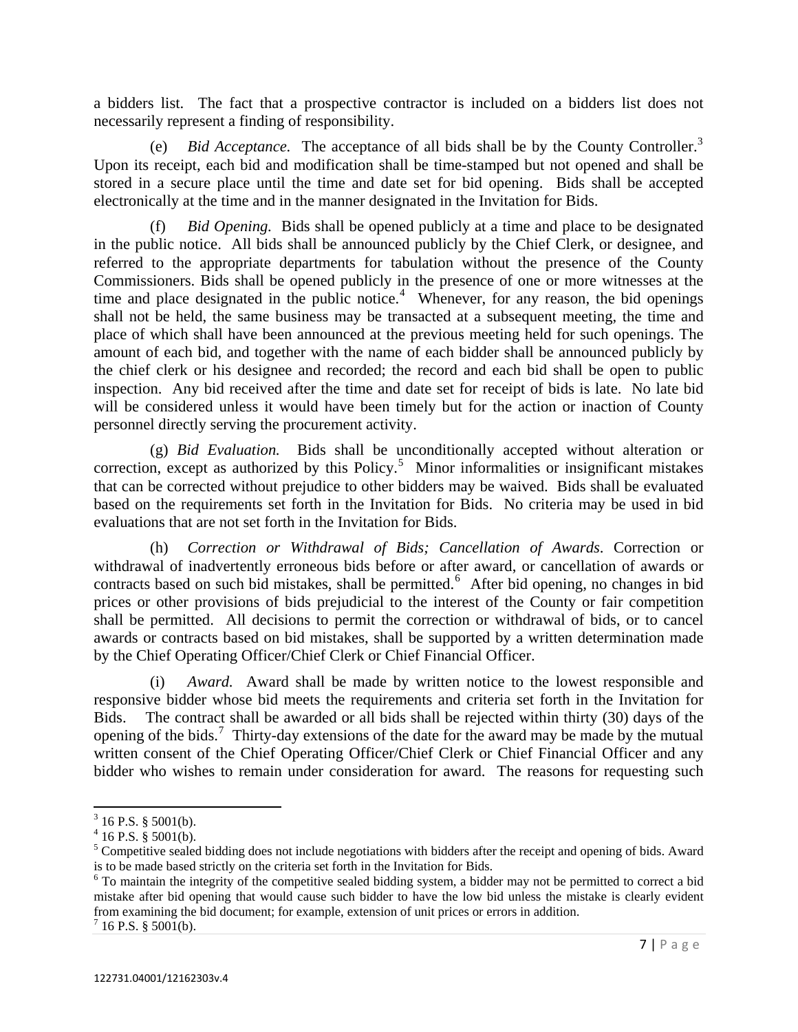a bidders list. The fact that a prospective contractor is included on a bidders list does not necessarily represent a finding of responsibility.

(e) *Bid Acceptance.* The acceptance of all bids shall be by the County Controller.[3] Upon its receipt, each bid and modification shall be time-stamped but not opened and shall be stored in a secure place until the time and date set for bid opening. Bids shall be accepted electronically at the time and in the manner designated in the Invitation for Bids.

(f) *Bid Opening.* Bids shall be opened publicly at a time and place to be designated in the public notice. All bids shall be announced publicly by the Chief Clerk, or designee, and referred to the appropriate departments for tabulation without the presence of the County Commissioners. Bids shall be opened publicly in the presence of one or more witnesses at the time and place designated in the public notice.[4] Whenever, for any reason, the bid openings shall not be held, the same business may be transacted at a subsequent meeting, the time and place of which shall have been announced at the previous meeting held for such openings. The amount of each bid, and together with the name of each bidder shall be announced publicly by the chief clerk or his designee and recorded; the record and each bid shall be open to public inspection. Any bid received after the time and date set for receipt of bids is late. No late bid will be considered unless it would have been timely but for the action or inaction of County personnel directly serving the procurement activity.

(g) *Bid Evaluation.* Bids shall be unconditionally accepted without alteration or correction, except as authorized by this Policy.[5] Minor informalities or insignificant mistakes that can be corrected without prejudice to other bidders may be waived. Bids shall be evaluated based on the requirements set forth in the Invitation for Bids. No criteria may be used in bid evaluations that are not set forth in the Invitation for Bids.

(h) *Correction or Withdrawal of Bids; Cancellation of Awards.* Correction or withdrawal of inadvertently erroneous bids before or after award, or cancellation of awards or contracts based on such bid mistakes, shall be permitted.[6] After bid opening, no changes in bid prices or other provisions of bids prejudicial to the interest of the County or fair competition shall be permitted. All decisions to permit the correction or withdrawal of bids, or to cancel awards or contracts based on bid mistakes, shall be supported by a written determination made by the Chief Operating Officer/Chief Clerk or Chief Financial Officer.

(i) *Award.* Award shall be made by written notice to the lowest responsible and responsive bidder whose bid meets the requirements and criteria set forth in the Invitation for Bids. The contract shall be awarded or all bids shall be rejected within thirty (30) days of the opening of the bids.[7] Thirty-day extensions of the date for the award may be made by the mutual written consent of the Chief Operating Officer/Chief Clerk or Chief Financial Officer and any bidder who wishes to remain under consideration for award. The reasons for requesting such

---

[3] 16 P.S. § 5001(b).

[4] 16 P.S. § 5001(b).

[5] Competitive sealed bidding does not include negotiations with bidders after the receipt and opening of bids. Award is to be made based strictly on the criteria set forth in the Invitation for Bids.

[6] To maintain the integrity of the competitive sealed bidding system, a bidder may not be permitted to correct a bid mistake after bid opening that would cause such bidder to have the low bid unless the mistake is clearly evident from examining the bid document; for example, extension of unit prices or errors in addition.

[7] 16 P.S. § 5001(b).

122731.04001/12162303v.4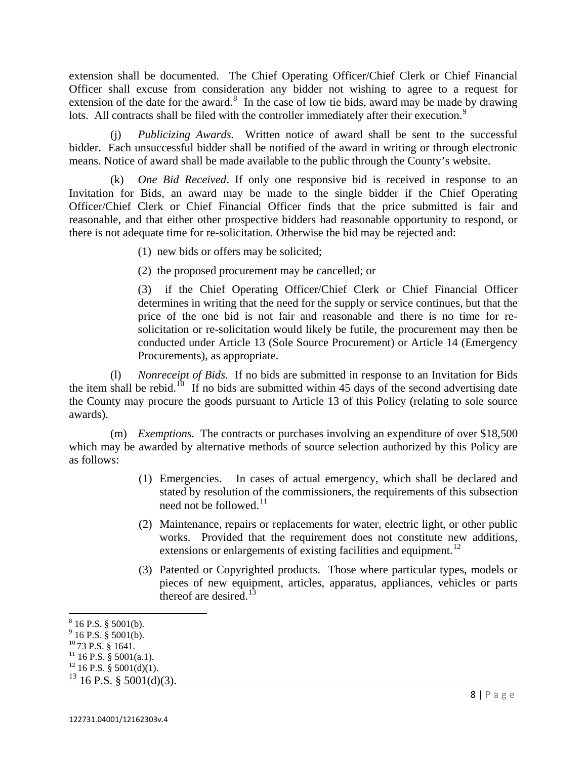extension shall be documented. The Chief Operating Officer/Chief Clerk or Chief Financial Officer shall excuse from consideration any bidder not wishing to agree to a request for extension of the date for the award.[8] In the case of low tie bids, award may be made by drawing lots. All contracts shall be filed with the controller immediately after their execution.[9]

(j) *Publicizing Awards.* Written notice of award shall be sent to the successful bidder. Each unsuccessful bidder shall be notified of the award in writing or through electronic means. Notice of award shall be made available to the public through the County's website.

(k) *One Bid Received*. If only one responsive bid is received in response to an Invitation for Bids, an award may be made to the single bidder if the Chief Operating Officer/Chief Clerk or Chief Financial Officer finds that the price submitted is fair and reasonable, and that either other prospective bidders had reasonable opportunity to respond, or there is not adequate time for re-solicitation. Otherwise the bid may be rejected and:

(1) new bids or offers may be solicited;

(2) the proposed procurement may be cancelled; or

(3) if the Chief Operating Officer/Chief Clerk or Chief Financial Officer determines in writing that the need for the supply or service continues, but that the price of the one bid is not fair and reasonable and there is no time for re-solicitation or re-solicitation would likely be futile, the procurement may then be conducted under Article 13 (Sole Source Procurement) or Article 14 (Emergency Procurements), as appropriate.

(l) *Nonreceipt of Bids.* If no bids are submitted in response to an Invitation for Bids the item shall be rebid.[10] If no bids are submitted within 45 days of the second advertising date the County may procure the goods pursuant to Article 13 of this Policy (relating to sole source awards).

(m) *Exemptions.* The contracts or purchases involving an expenditure of over $18,500 which may be awarded by alternative methods of source selection authorized by this Policy are as follows:

(1) Emergencies. In cases of actual emergency, which shall be declared and stated by resolution of the commissioners, the requirements of this subsection need not be followed.[11]

(2) Maintenance, repairs or replacements for water, electric light, or other public works. Provided that the requirement does not constitute new additions, extensions or enlargements of existing facilities and equipment.[12]

(3) Patented or Copyrighted products. Those where particular types, models or pieces of new equipment, articles, apparatus, appliances, vehicles or parts thereof are desired.[13]

---

[8] 16 P.S. § 5001(b).
[9] 16 P.S. § 5001(b).
[10] 73 P.S. § 1641.
[11] 16 P.S. § 5001(a.1).
[12] 16 P.S. § 5001(d)(1).
[13] 16 P.S. § 5001(d)(3).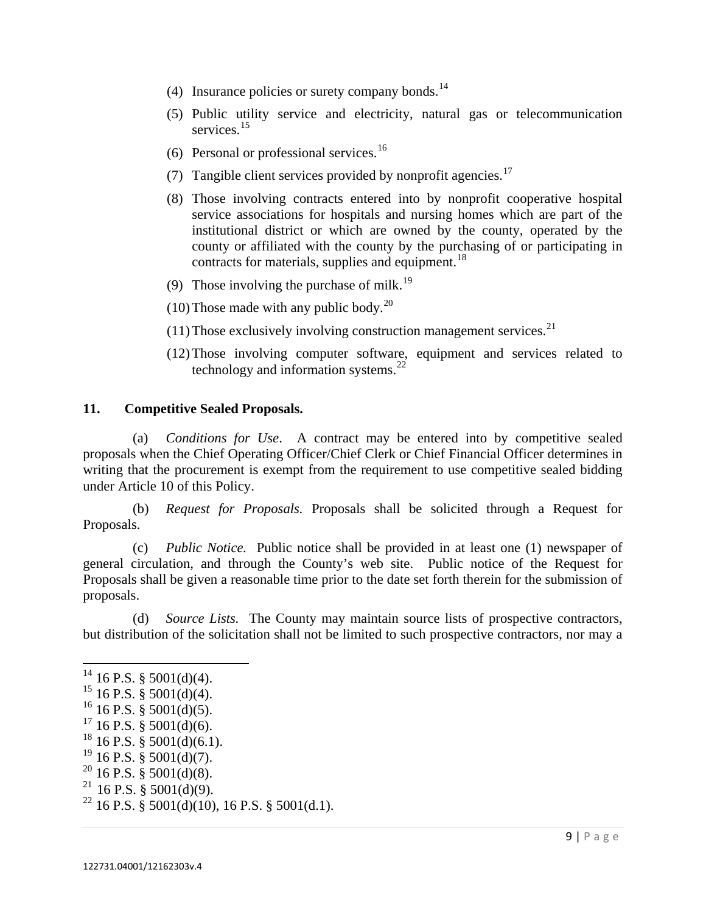(4) Insurance policies or surety company bonds.[14]

(5) Public utility service and electricity, natural gas or telecommunication services.[15]

(6) Personal or professional services.[16]

(7) Tangible client services provided by nonprofit agencies.[17]

(8) Those involving contracts entered into by nonprofit cooperative hospital service associations for hospitals and nursing homes which are part of the institutional district or which are owned by the county, operated by the county or affiliated with the county by the purchasing of or participating in contracts for materials, supplies and equipment.[18]

(9) Those involving the purchase of milk.[19]

(10) Those made with any public body.[20]

(11) Those exclusively involving construction management services.[21]

(12) Those involving computer software, equipment and services related to technology and information systems.[22]

## 11. Competitive Sealed Proposals.

(a) *Conditions for Use*. A contract may be entered into by competitive sealed proposals when the Chief Operating Officer/Chief Clerk or Chief Financial Officer determines in writing that the procurement is exempt from the requirement to use competitive sealed bidding under Article 10 of this Policy.

(b) *Request for Proposals.* Proposals shall be solicited through a Request for Proposals.

(c) *Public Notice.* Public notice shall be provided in at least one (1) newspaper of general circulation, and through the County's web site. Public notice of the Request for Proposals shall be given a reasonable time prior to the date set forth therein for the submission of proposals.

(d) *Source Lists.* The County may maintain source lists of prospective contractors, but distribution of the solicitation shall not be limited to such prospective contractors, nor may a

---

[14] 16 P.S. § 5001(d)(4).
[15] 16 P.S. § 5001(d)(4).
[16] 16 P.S. § 5001(d)(5).
[17] 16 P.S. § 5001(d)(6).
[18] 16 P.S. § 5001(d)(6.1).
[19] 16 P.S. § 5001(d)(7).
[20] 16 P.S. § 5001(d)(8).
[21] 16 P.S. § 5001(d)(9).
[22] 16 P.S. § 5001(d)(10), 16 P.S. § 5001(d.1).

122731.04001/12162303v.4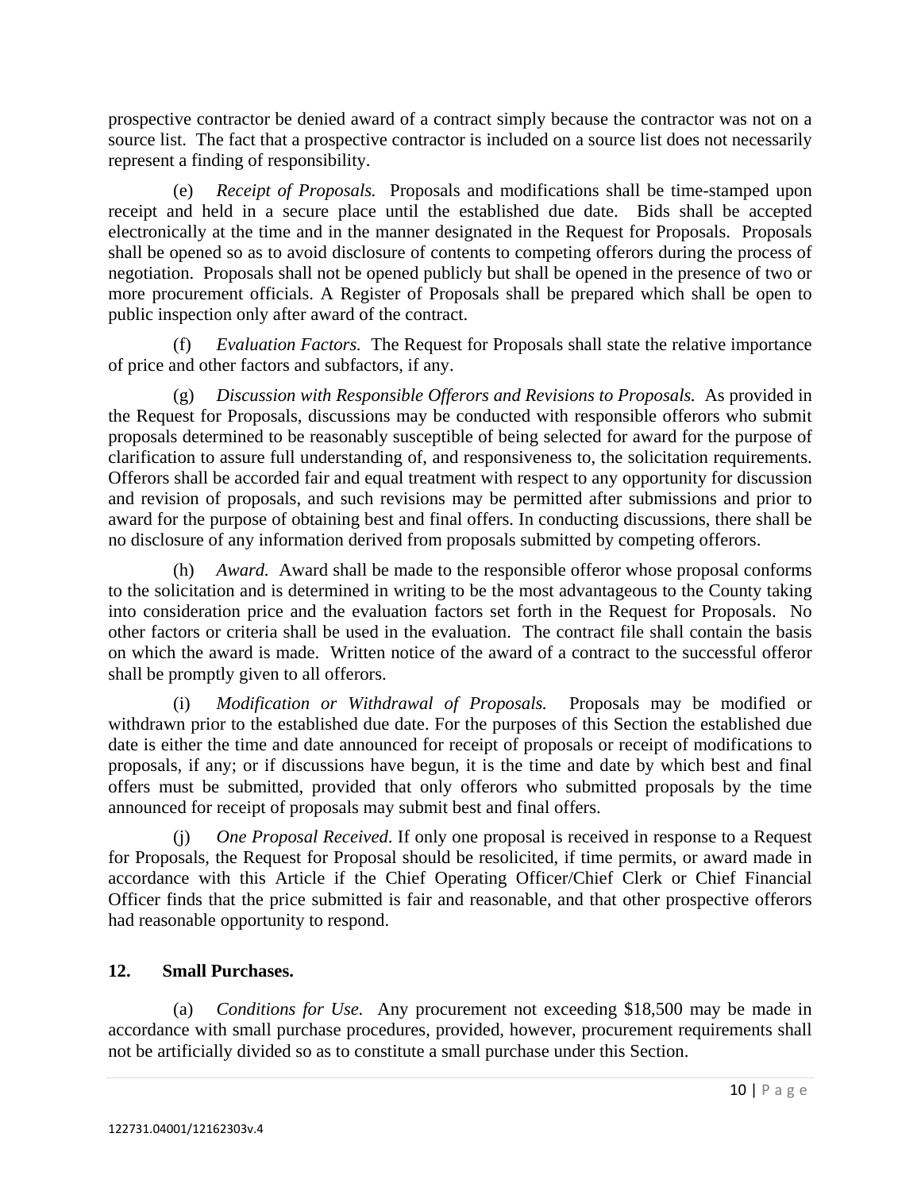prospective contractor be denied award of a contract simply because the contractor was not on a source list. The fact that a prospective contractor is included on a source list does not necessarily represent a finding of responsibility.

(e) *Receipt of Proposals.* Proposals and modifications shall be time-stamped upon receipt and held in a secure place until the established due date. Bids shall be accepted electronically at the time and in the manner designated in the Request for Proposals. Proposals shall be opened so as to avoid disclosure of contents to competing offerors during the process of negotiation. Proposals shall not be opened publicly but shall be opened in the presence of two or more procurement officials. A Register of Proposals shall be prepared which shall be open to public inspection only after award of the contract.

(f) *Evaluation Factors.* The Request for Proposals shall state the relative importance of price and other factors and subfactors, if any.

(g) *Discussion with Responsible Offerors and Revisions to Proposals.* As provided in the Request for Proposals, discussions may be conducted with responsible offerors who submit proposals determined to be reasonably susceptible of being selected for award for the purpose of clarification to assure full understanding of, and responsiveness to, the solicitation requirements. Offerors shall be accorded fair and equal treatment with respect to any opportunity for discussion and revision of proposals, and such revisions may be permitted after submissions and prior to award for the purpose of obtaining best and final offers. In conducting discussions, there shall be no disclosure of any information derived from proposals submitted by competing offerors.

(h) *Award.* Award shall be made to the responsible offeror whose proposal conforms to the solicitation and is determined in writing to be the most advantageous to the County taking into consideration price and the evaluation factors set forth in the Request for Proposals. No other factors or criteria shall be used in the evaluation. The contract file shall contain the basis on which the award is made. Written notice of the award of a contract to the successful offeror shall be promptly given to all offerors.

(i) *Modification or Withdrawal of Proposals.* Proposals may be modified or withdrawn prior to the established due date. For the purposes of this Section the established due date is either the time and date announced for receipt of proposals or receipt of modifications to proposals, if any; or if discussions have begun, it is the time and date by which best and final offers must be submitted, provided that only offerors who submitted proposals by the time announced for receipt of proposals may submit best and final offers.

(j) *One Proposal Received.* If only one proposal is received in response to a Request for Proposals, the Request for Proposal should be resolicited, if time permits, or award made in accordance with this Article if the Chief Operating Officer/Chief Clerk or Chief Financial Officer finds that the price submitted is fair and reasonable, and that other prospective offerors had reasonable opportunity to respond.

**12. Small Purchases.**

(a) *Conditions for Use.* Any procurement not exceeding $18,500 may be made in accordance with small purchase procedures, provided, however, procurement requirements shall not be artificially divided so as to constitute a small purchase under this Section.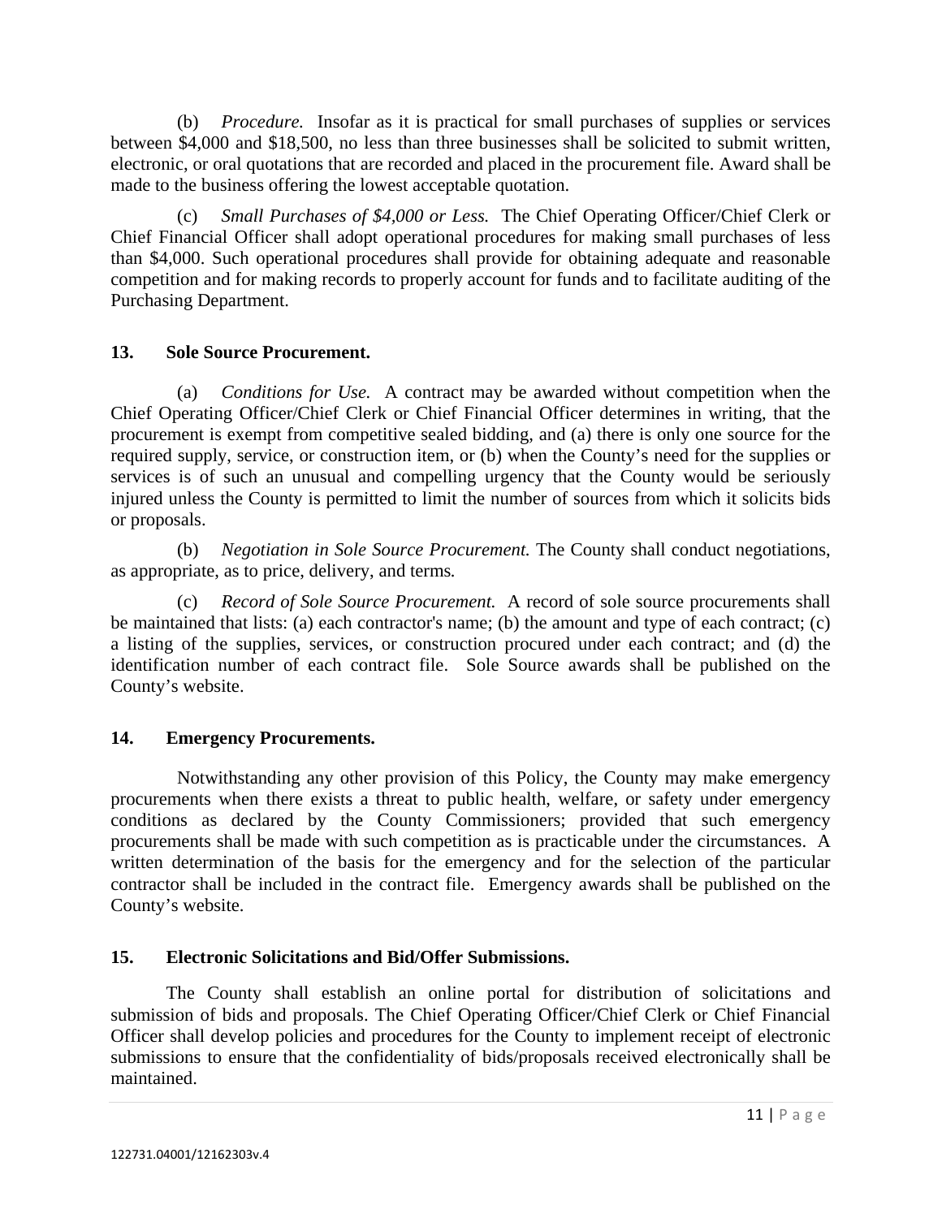(b) *Procedure.* Insofar as it is practical for small purchases of supplies or services between $4,000 and $18,500, no less than three businesses shall be solicited to submit written, electronic, or oral quotations that are recorded and placed in the procurement file. Award shall be made to the business offering the lowest acceptable quotation.

(c) *Small Purchases of $4,000 or Less.* The Chief Operating Officer/Chief Clerk or Chief Financial Officer shall adopt operational procedures for making small purchases of less than $4,000. Such operational procedures shall provide for obtaining adequate and reasonable competition and for making records to properly account for funds and to facilitate auditing of the Purchasing Department.

**13. Sole Source Procurement.**

(a) *Conditions for Use.* A contract may be awarded without competition when the Chief Operating Officer/Chief Clerk or Chief Financial Officer determines in writing, that the procurement is exempt from competitive sealed bidding, and (a) there is only one source for the required supply, service, or construction item, or (b) when the County's need for the supplies or services is of such an unusual and compelling urgency that the County would be seriously injured unless the County is permitted to limit the number of sources from which it solicits bids or proposals.

(b) *Negotiation in Sole Source Procurement.* The County shall conduct negotiations, as appropriate, as to price, delivery, and terms.

(c) *Record of Sole Source Procurement.* A record of sole source procurements shall be maintained that lists: (a) each contractor's name; (b) the amount and type of each contract; (c) a listing of the supplies, services, or construction procured under each contract; and (d) the identification number of each contract file. Sole Source awards shall be published on the County's website.

**14. Emergency Procurements.**

Notwithstanding any other provision of this Policy, the County may make emergency procurements when there exists a threat to public health, welfare, or safety under emergency conditions as declared by the County Commissioners; provided that such emergency procurements shall be made with such competition as is practicable under the circumstances. A written determination of the basis for the emergency and for the selection of the particular contractor shall be included in the contract file. Emergency awards shall be published on the County's website.

**15. Electronic Solicitations and Bid/Offer Submissions.**

The County shall establish an online portal for distribution of solicitations and submission of bids and proposals. The Chief Operating Officer/Chief Clerk or Chief Financial Officer shall develop policies and procedures for the County to implement receipt of electronic submissions to ensure that the confidentiality of bids/proposals received electronically shall be maintained.

122731.04001/12162303v.4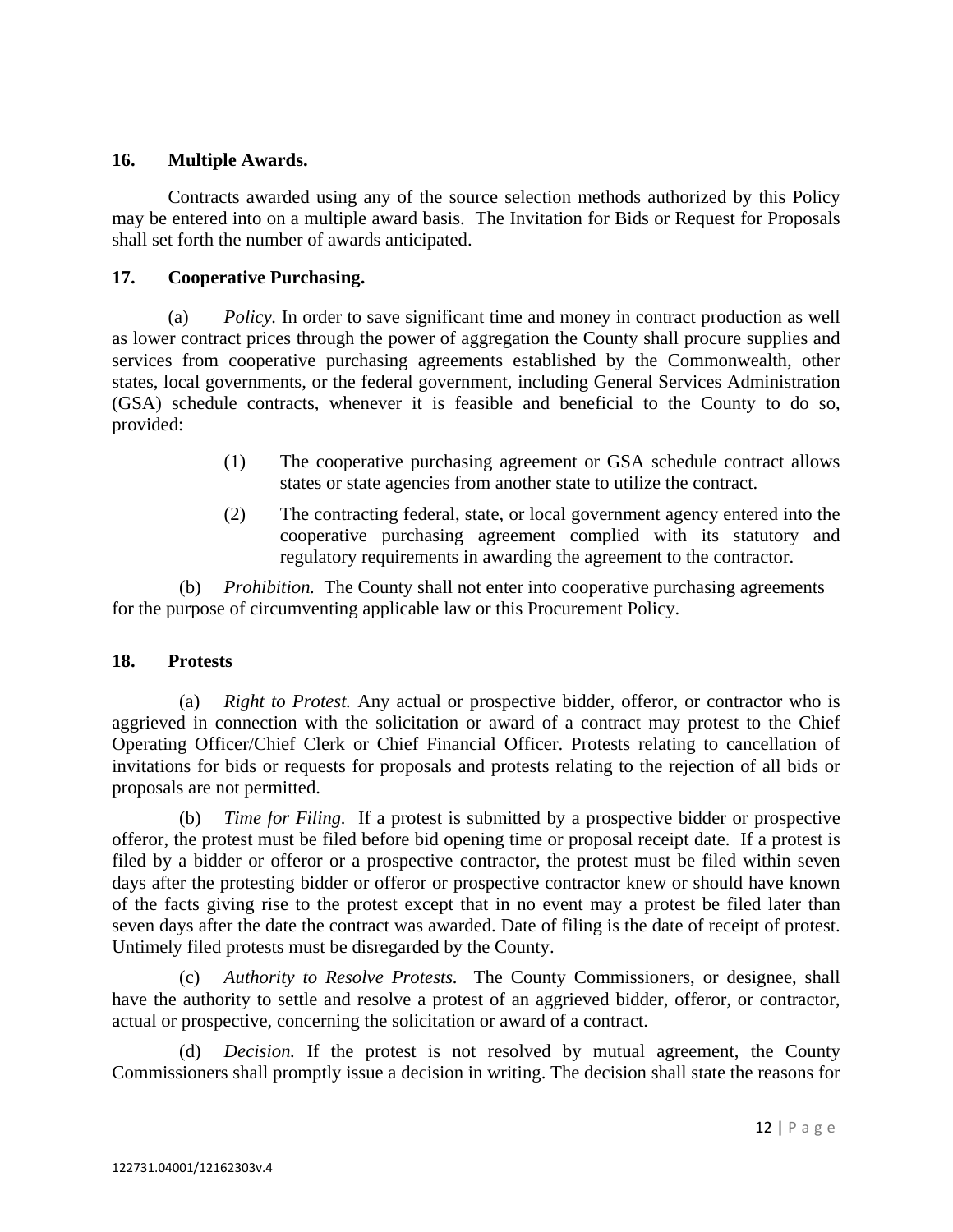## 16. Multiple Awards.

Contracts awarded using any of the source selection methods authorized by this Policy may be entered into on a multiple award basis. The Invitation for Bids or Request for Proposals shall set forth the number of awards anticipated.

## 17. Cooperative Purchasing.

(a) *Policy.* In order to save significant time and money in contract production as well as lower contract prices through the power of aggregation the County shall procure supplies and services from cooperative purchasing agreements established by the Commonwealth, other states, local governments, or the federal government, including General Services Administration (GSA) schedule contracts, whenever it is feasible and beneficial to the County to do so, provided:

(1) The cooperative purchasing agreement or GSA schedule contract allows states or state agencies from another state to utilize the contract.

(2) The contracting federal, state, or local government agency entered into the cooperative purchasing agreement complied with its statutory and regulatory requirements in awarding the agreement to the contractor.

(b) *Prohibition.* The County shall not enter into cooperative purchasing agreements for the purpose of circumventing applicable law or this Procurement Policy.

## 18. Protests

(a) *Right to Protest.* Any actual or prospective bidder, offeror, or contractor who is aggrieved in connection with the solicitation or award of a contract may protest to the Chief Operating Officer/Chief Clerk or Chief Financial Officer. Protests relating to cancellation of invitations for bids or requests for proposals and protests relating to the rejection of all bids or proposals are not permitted.

(b) *Time for Filing.* If a protest is submitted by a prospective bidder or prospective offeror, the protest must be filed before bid opening time or proposal receipt date. If a protest is filed by a bidder or offeror or a prospective contractor, the protest must be filed within seven days after the protesting bidder or offeror or prospective contractor knew or should have known of the facts giving rise to the protest except that in no event may a protest be filed later than seven days after the date the contract was awarded. Date of filing is the date of receipt of protest. Untimely filed protests must be disregarded by the County.

(c) *Authority to Resolve Protests.* The County Commissioners, or designee, shall have the authority to settle and resolve a protest of an aggrieved bidder, offeror, or contractor, actual or prospective, concerning the solicitation or award of a contract.

(d) *Decision.* If the protest is not resolved by mutual agreement, the County Commissioners shall promptly issue a decision in writing. The decision shall state the reasons for

122731.04001/12162303v.4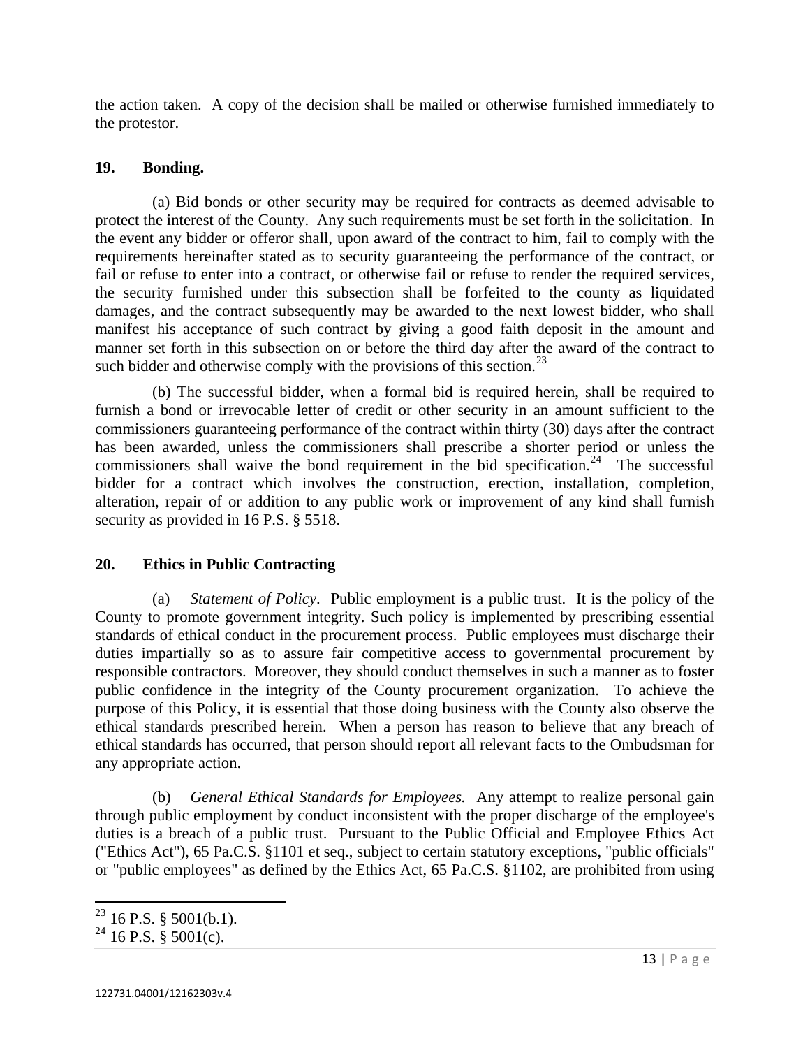the action taken. A copy of the decision shall be mailed or otherwise furnished immediately to the protestor.

## 19. Bonding.

(a) Bid bonds or other security may be required for contracts as deemed advisable to protect the interest of the County. Any such requirements must be set forth in the solicitation. In the event any bidder or offeror shall, upon award of the contract to him, fail to comply with the requirements hereinafter stated as to security guaranteeing the performance of the contract, or fail or refuse to enter into a contract, or otherwise fail or refuse to render the required services, the security furnished under this subsection shall be forfeited to the county as liquidated damages, and the contract subsequently may be awarded to the next lowest bidder, who shall manifest his acceptance of such contract by giving a good faith deposit in the amount and manner set forth in this subsection on or before the third day after the award of the contract to such bidder and otherwise comply with the provisions of this section.[23]

(b) The successful bidder, when a formal bid is required herein, shall be required to furnish a bond or irrevocable letter of credit or other security in an amount sufficient to the commissioners guaranteeing performance of the contract within thirty (30) days after the contract has been awarded, unless the commissioners shall prescribe a shorter period or unless the commissioners shall waive the bond requirement in the bid specification.[24] The successful bidder for a contract which involves the construction, erection, installation, completion, alteration, repair of or addition to any public work or improvement of any kind shall furnish security as provided in 16 P.S. § 5518.

## 20. Ethics in Public Contracting

(a) *Statement of Policy*. Public employment is a public trust. It is the policy of the County to promote government integrity. Such policy is implemented by prescribing essential standards of ethical conduct in the procurement process. Public employees must discharge their duties impartially so as to assure fair competitive access to governmental procurement by responsible contractors. Moreover, they should conduct themselves in such a manner as to foster public confidence in the integrity of the County procurement organization. To achieve the purpose of this Policy, it is essential that those doing business with the County also observe the ethical standards prescribed herein. When a person has reason to believe that any breach of ethical standards has occurred, that person should report all relevant facts to the Ombudsman for any appropriate action.

(b) *General Ethical Standards for Employees.* Any attempt to realize personal gain through public employment by conduct inconsistent with the proper discharge of the employee's duties is a breach of a public trust. Pursuant to the Public Official and Employee Ethics Act ("Ethics Act"), 65 Pa.C.S. §1101 et seq., subject to certain statutory exceptions, "public officials" or "public employees" as defined by the Ethics Act, 65 Pa.C.S. §1102, are prohibited from using

---

[23] 16 P.S. § 5001(b.1).

[24] 16 P.S. § 5001(c).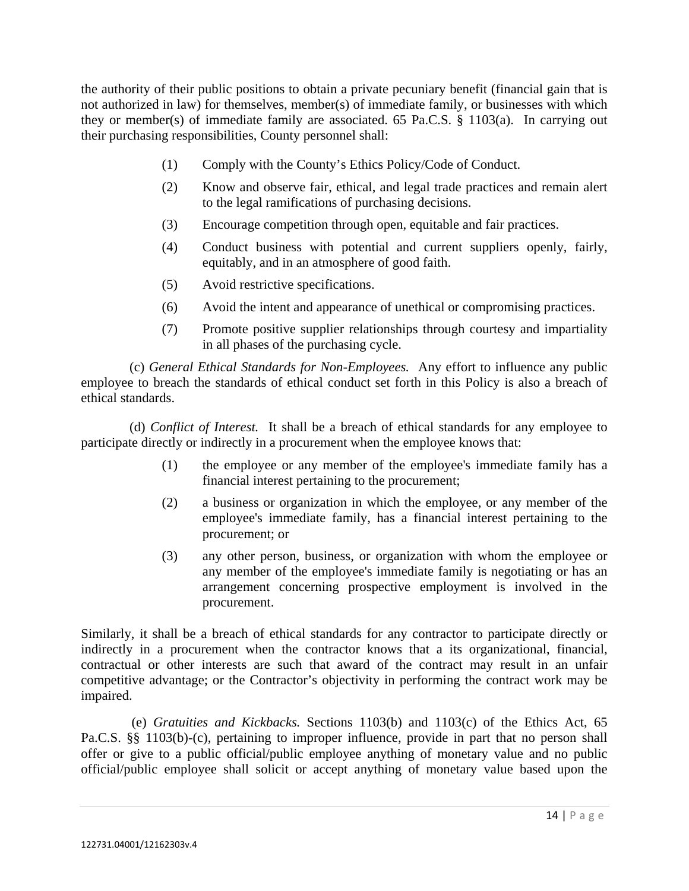the authority of their public positions to obtain a private pecuniary benefit (financial gain that is not authorized in law) for themselves, member(s) of immediate family, or businesses with which they or member(s) of immediate family are associated. 65 Pa.C.S. § 1103(a). In carrying out their purchasing responsibilities, County personnel shall:

(1) Comply with the County's Ethics Policy/Code of Conduct.

(2) Know and observe fair, ethical, and legal trade practices and remain alert to the legal ramifications of purchasing decisions.

(3) Encourage competition through open, equitable and fair practices.

(4) Conduct business with potential and current suppliers openly, fairly, equitably, and in an atmosphere of good faith.

(5) Avoid restrictive specifications.

(6) Avoid the intent and appearance of unethical or compromising practices.

(7) Promote positive supplier relationships through courtesy and impartiality in all phases of the purchasing cycle.

(c) *General Ethical Standards for Non-Employees.* Any effort to influence any public employee to breach the standards of ethical conduct set forth in this Policy is also a breach of ethical standards.

(d) *Conflict of Interest.* It shall be a breach of ethical standards for any employee to participate directly or indirectly in a procurement when the employee knows that:

(1) the employee or any member of the employee's immediate family has a financial interest pertaining to the procurement;

(2) a business or organization in which the employee, or any member of the employee's immediate family, has a financial interest pertaining to the procurement; or

(3) any other person, business, or organization with whom the employee or any member of the employee's immediate family is negotiating or has an arrangement concerning prospective employment is involved in the procurement.

Similarly, it shall be a breach of ethical standards for any contractor to participate directly or indirectly in a procurement when the contractor knows that a its organizational, financial, contractual or other interests are such that award of the contract may result in an unfair competitive advantage; or the Contractor's objectivity in performing the contract work may be impaired.

(e) *Gratuities and Kickbacks.* Sections 1103(b) and 1103(c) of the Ethics Act, 65 Pa.C.S. §§ 1103(b)-(c), pertaining to improper influence, provide in part that no person shall offer or give to a public official/public employee anything of monetary value and no public official/public employee shall solicit or accept anything of monetary value based upon the

122731.04001/12162303v.4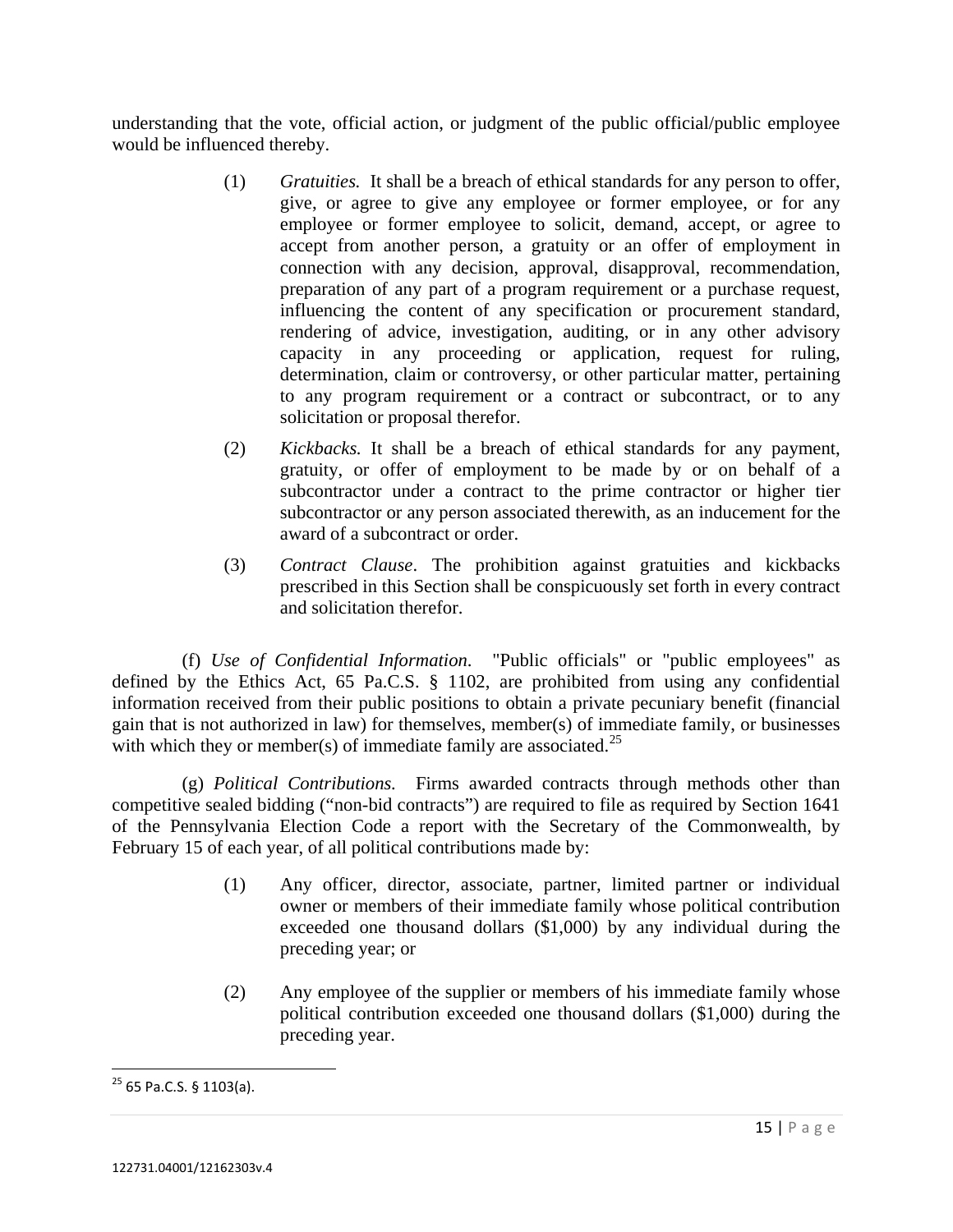understanding that the vote, official action, or judgment of the public official/public employee would be influenced thereby.

(1) *Gratuities.* It shall be a breach of ethical standards for any person to offer, give, or agree to give any employee or former employee, or for any employee or former employee to solicit, demand, accept, or agree to accept from another person, a gratuity or an offer of employment in connection with any decision, approval, disapproval, recommendation, preparation of any part of a program requirement or a purchase request, influencing the content of any specification or procurement standard, rendering of advice, investigation, auditing, or in any other advisory capacity in any proceeding or application, request for ruling, determination, claim or controversy, or other particular matter, pertaining to any program requirement or a contract or subcontract, or to any solicitation or proposal therefor.

(2) *Kickbacks.* It shall be a breach of ethical standards for any payment, gratuity, or offer of employment to be made by or on behalf of a subcontractor under a contract to the prime contractor or higher tier subcontractor or any person associated therewith, as an inducement for the award of a subcontract or order.

(3) *Contract Clause*. The prohibition against gratuities and kickbacks prescribed in this Section shall be conspicuously set forth in every contract and solicitation therefor.

(f) *Use of Confidential Information*. "Public officials" or "public employees" as defined by the Ethics Act, 65 Pa.C.S. § 1102, are prohibited from using any confidential information received from their public positions to obtain a private pecuniary benefit (financial gain that is not authorized in law) for themselves, member(s) of immediate family, or businesses with which they or member(s) of immediate family are associated.[25]

(g) *Political Contributions.* Firms awarded contracts through methods other than competitive sealed bidding ("non-bid contracts") are required to file as required by Section 1641 of the Pennsylvania Election Code a report with the Secretary of the Commonwealth, by February 15 of each year, of all political contributions made by:

(1) Any officer, director, associate, partner, limited partner or individual owner or members of their immediate family whose political contribution exceeded one thousand dollars ($1,000) by any individual during the preceding year; or

(2) Any employee of the supplier or members of his immediate family whose political contribution exceeded one thousand dollars ($1,000) during the preceding year.

[25] 65 Pa.C.S. § 1103(a).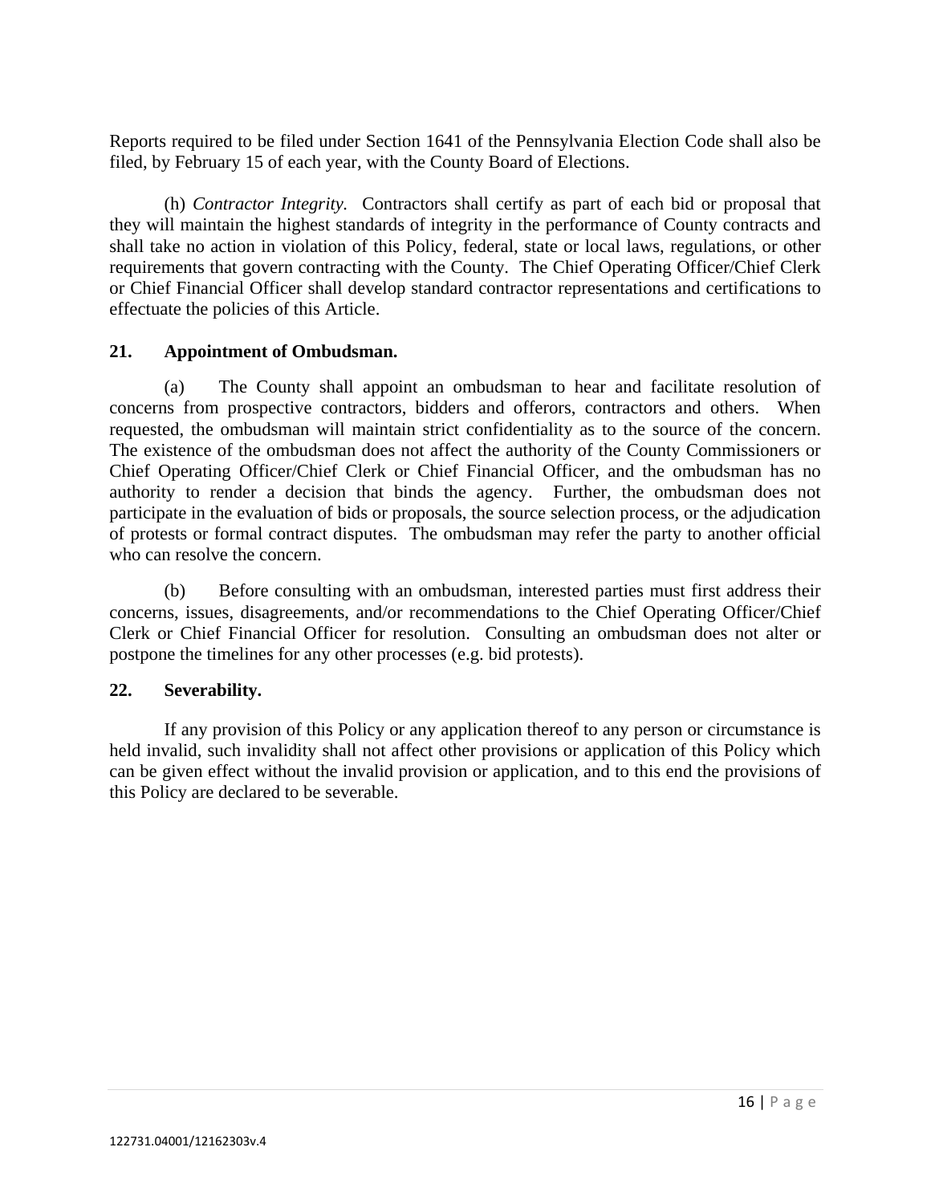Reports required to be filed under Section 1641 of the Pennsylvania Election Code shall also be filed, by February 15 of each year, with the County Board of Elections.

(h) *Contractor Integrity.* Contractors shall certify as part of each bid or proposal that they will maintain the highest standards of integrity in the performance of County contracts and shall take no action in violation of this Policy, federal, state or local laws, regulations, or other requirements that govern contracting with the County. The Chief Operating Officer/Chief Clerk or Chief Financial Officer shall develop standard contractor representations and certifications to effectuate the policies of this Article.

**21. Appointment of Ombudsman.**

(a) The County shall appoint an ombudsman to hear and facilitate resolution of concerns from prospective contractors, bidders and offerors, contractors and others. When requested, the ombudsman will maintain strict confidentiality as to the source of the concern. The existence of the ombudsman does not affect the authority of the County Commissioners or Chief Operating Officer/Chief Clerk or Chief Financial Officer, and the ombudsman has no authority to render a decision that binds the agency. Further, the ombudsman does not participate in the evaluation of bids or proposals, the source selection process, or the adjudication of protests or formal contract disputes. The ombudsman may refer the party to another official who can resolve the concern.

(b) Before consulting with an ombudsman, interested parties must first address their concerns, issues, disagreements, and/or recommendations to the Chief Operating Officer/Chief Clerk or Chief Financial Officer for resolution. Consulting an ombudsman does not alter or postpone the timelines for any other processes (e.g. bid protests).

**22. Severability.**

If any provision of this Policy or any application thereof to any person or circumstance is held invalid, such invalidity shall not affect other provisions or application of this Policy which can be given effect without the invalid provision or application, and to this end the provisions of this Policy are declared to be severable.

122731.04001/12162303v.4